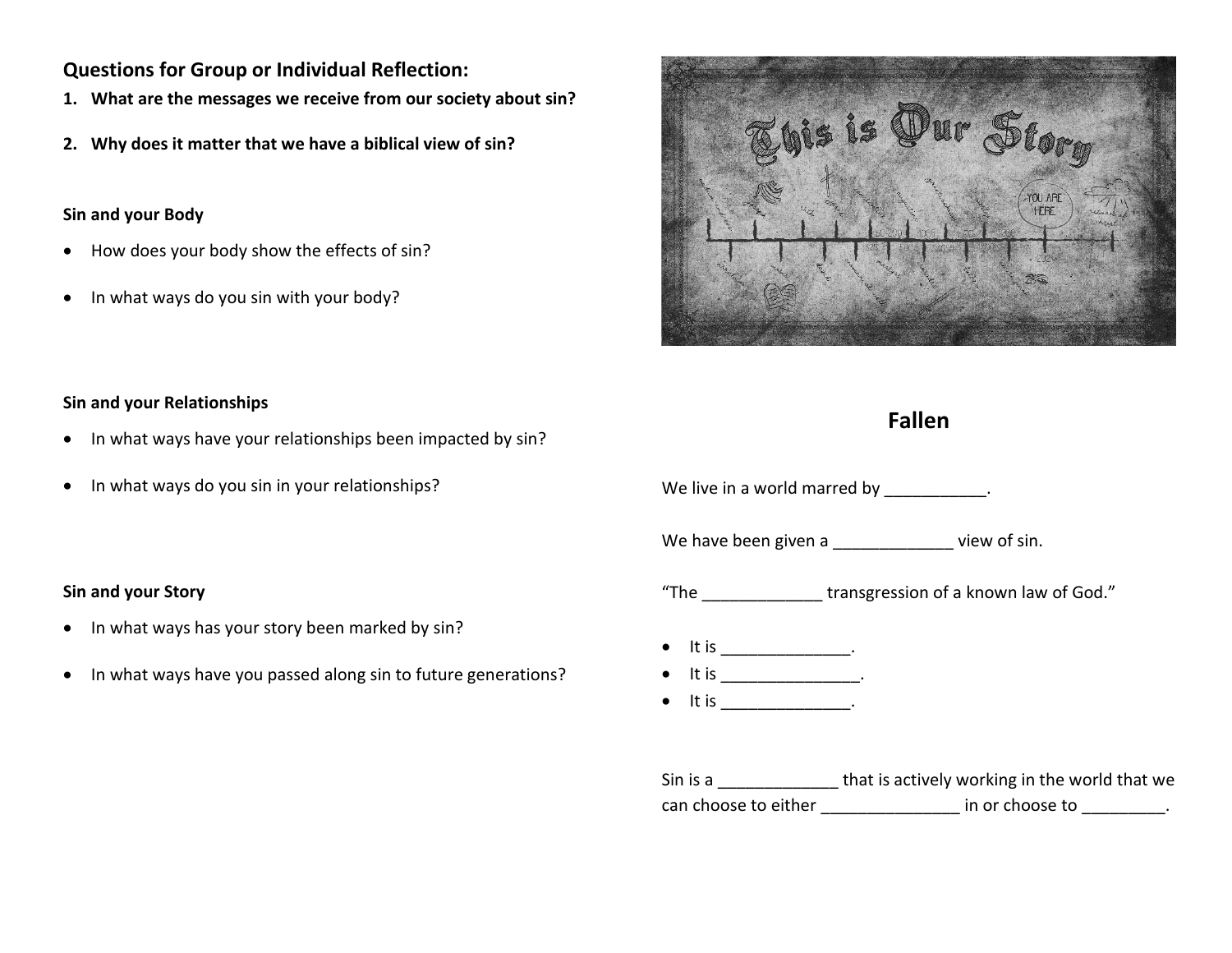## Questions for Group or Individual Reflection:

1. **What are the messages we receive from our society about sin?**

2. **Why does it matter that we have a biblical view of sin?**

### Sin and your Body

- How does your body show the effects of sin?
- In what ways do you sin with your body?

### Sin and your Relationships

- In what ways have your relationships been impacted by sin?
- In what ways do you sin in your relationships?

### Sin and your Story

- In what ways has your story been marked by sin?
- In what ways have you passed along sin to future generations?

## Fallen

We live in a world marred by ___________.

We have been given a _____________ view of sin.

"The _____________ transgression of a known law of God."

- It is ______________.
- It is _______________.
- It is ______________.

Sin is a _____________ that is actively working in the world that we can choose to either _______________ in or choose to _________.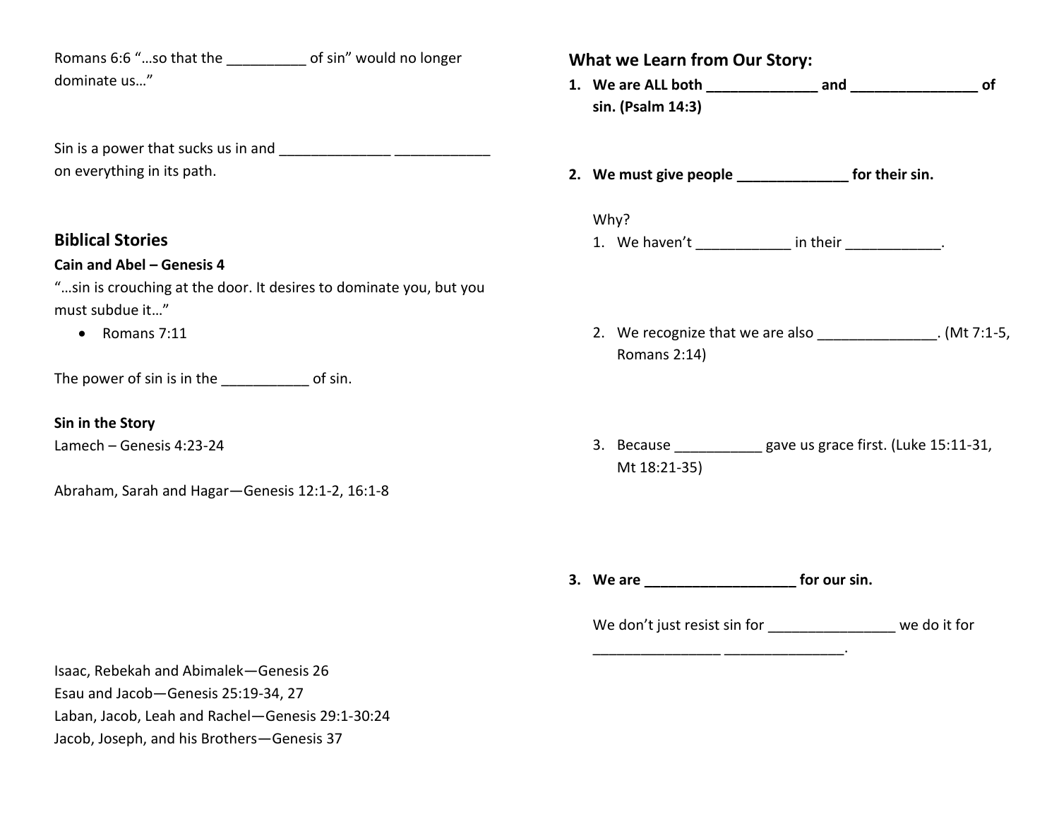Romans 6:6 "…so that the __________ of sin" would no longer dominate us…"

Sin is a power that sucks us in and ______________ ____________ on everything in its path.

## Biblical Stories

**Cain and Abel – Genesis 4**

"…sin is crouching at the door. It desires to dominate you, but you must subdue it…"

- Romans 7:11

The power of sin is in the ___________ of sin.

**Sin in the Story**

Lamech – Genesis 4:23-24

Abraham, Sarah and Hagar—Genesis 12:1-2, 16:1-8

Isaac, Rebekah and Abimalek—Genesis 26

Esau and Jacob—Genesis 25:19-34, 27

Laban, Jacob, Leah and Rachel—Genesis 29:1-30:24

Jacob, Joseph, and his Brothers—Genesis 37

## What we Learn from Our Story:

1. **We are ALL both ______________ and ________________ of sin. (Psalm 14:3)**

2. **We must give people ______________ for their sin.**

   Why?

   1. We haven't ____________ in their ____________.

   2. We recognize that we are also _______________. (Mt 7:1-5, Romans 2:14)

   3. Because ___________ gave us grace first. (Luke 15:11-31, Mt 18:21-35)

3. **We are ___________________ for our sin.**

   We don't just resist sin for ________________ we do it for ________________ _______________.